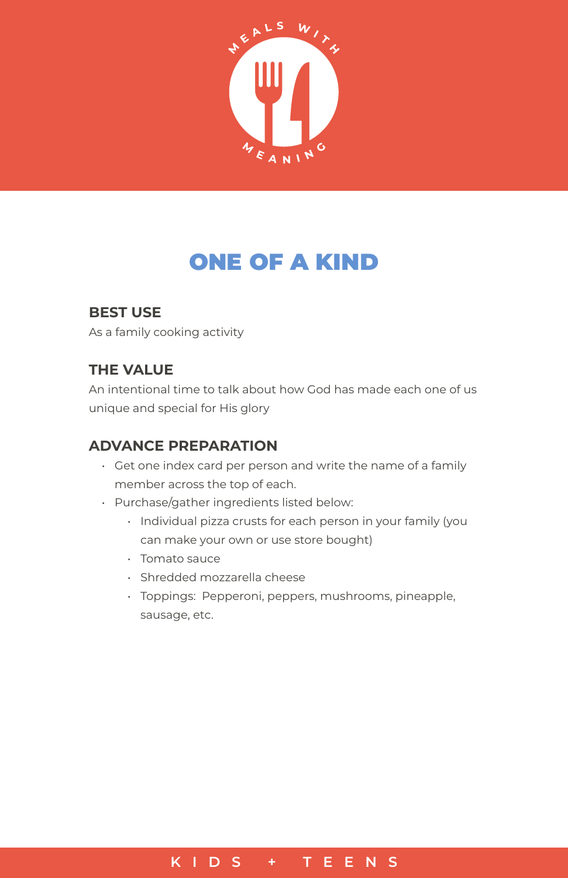MEALS WITH MEANING

# ONE OF A KIND

## BEST USE

As a family cooking activity

## THE VALUE

An intentional time to talk about how God has made each one of us unique and special for His glory

## ADVANCE PREPARATION

- Get one index card per person and write the name of a family member across the top of each.
- Purchase/gather ingredients listed below:
  - Individual pizza crusts for each person in your family (you can make your own or use store bought)
  - Tomato sauce
  - Shredded mozzarella cheese
  - Toppings: Pepperoni, peppers, mushrooms, pineapple, sausage, etc.

KIDS + TEENS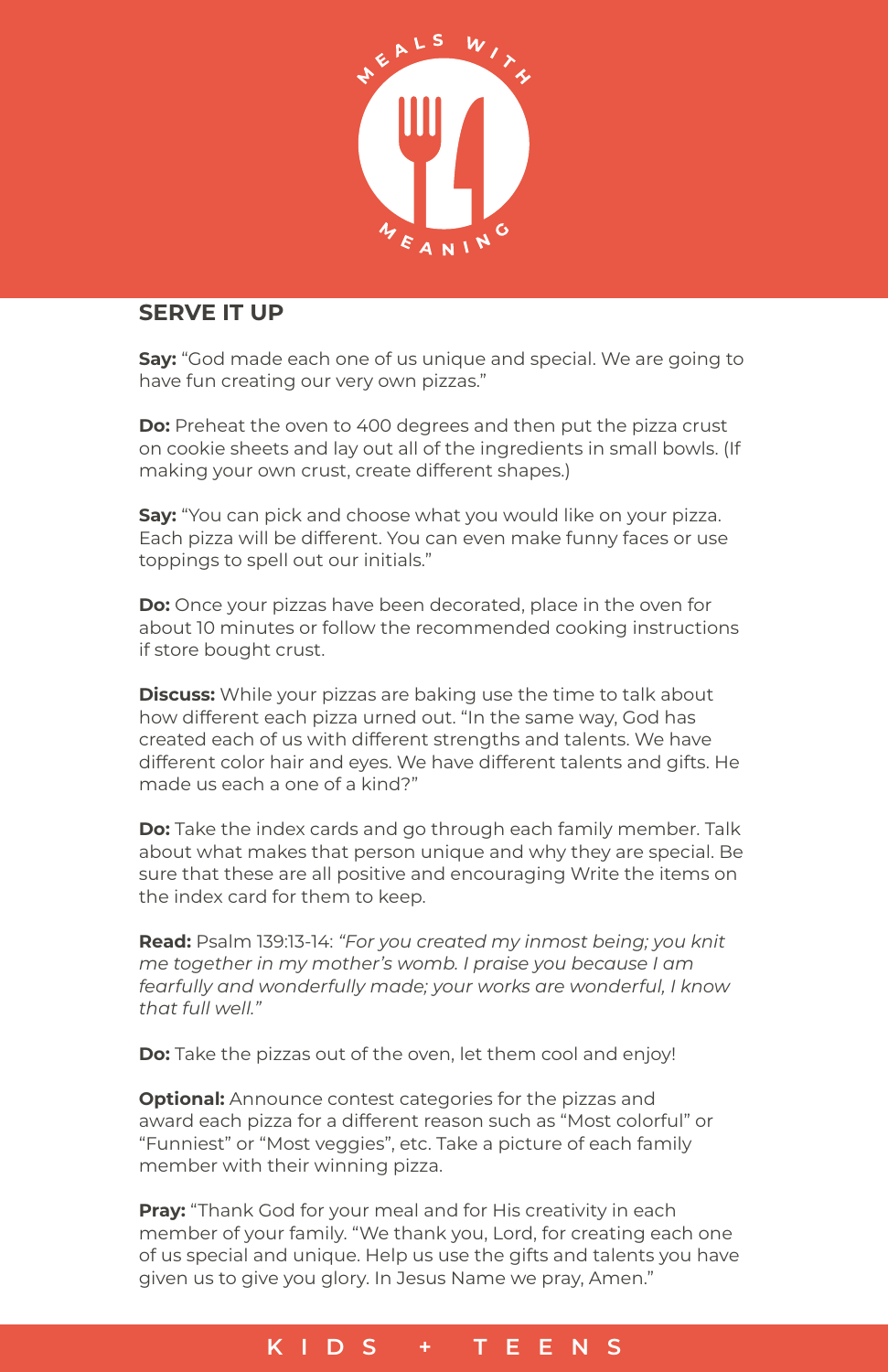## SERVE IT UP

**Say:** "God made each one of us unique and special. We are going to have fun creating our very own pizzas."

**Do:** Preheat the oven to 400 degrees and then put the pizza crust on cookie sheets and lay out all of the ingredients in small bowls. (If making your own crust, create different shapes.)

**Say:** "You can pick and choose what you would like on your pizza. Each pizza will be different. You can even make funny faces or use toppings to spell out our initials."

**Do:** Once your pizzas have been decorated, place in the oven for about 10 minutes or follow the recommended cooking instructions if store bought crust.

**Discuss:** While your pizzas are baking use the time to talk about how different each pizza urned out. "In the same way, God has created each of us with different strengths and talents. We have different color hair and eyes. We have different talents and gifts. He made us each a one of a kind?"

**Do:** Take the index cards and go through each family member. Talk about what makes that person unique and why they are special. Be sure that these are all positive and encouraging Write the items on the index card for them to keep.

**Read:** Psalm 139:13-14: *"For you created my inmost being; you knit me together in my mother's womb. I praise you because I am fearfully and wonderfully made; your works are wonderful, I know that full well."*

**Do:** Take the pizzas out of the oven, let them cool and enjoy!

**Optional:** Announce contest categories for the pizzas and award each pizza for a different reason such as "Most colorful" or "Funniest" or "Most veggies", etc. Take a picture of each family member with their winning pizza.

**Pray:** "Thank God for your meal and for His creativity in each member of your family. "We thank you, Lord, for creating each one of us special and unique. Help us use the gifts and talents you have given us to give you glory. In Jesus Name we pray, Amen."